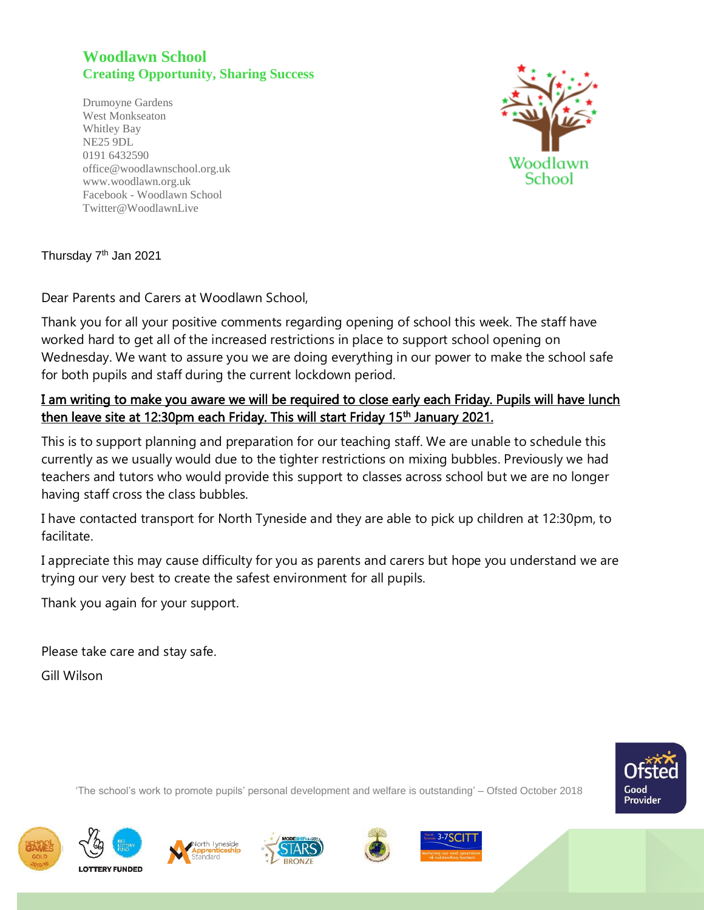# Woodlawn School

**Creating Opportunity, Sharing Success**

Drumoyne Gardens
West Monkseaton
Whitley Bay
NE25 9DL
0191 6432590
office@woodlawnschool.org.uk
www.woodlawn.org.uk
Facebook - Woodlawn School
Twitter@WoodlawnLive

Thursday 7th Jan 2021

Dear Parents and Carers at Woodlawn School,

Thank you for all your positive comments regarding opening of school this week. The staff have worked hard to get all of the increased restrictions in place to support school opening on Wednesday. We want to assure you we are doing everything in our power to make the school safe for both pupils and staff during the current lockdown period.

**I am writing to make you aware we will be required to close early each Friday. Pupils will have lunch then leave site at 12:30pm each Friday. This will start Friday 15th January 2021.**

This is to support planning and preparation for our teaching staff. We are unable to schedule this currently as we usually would due to the tighter restrictions on mixing bubbles. Previously we had teachers and tutors who would provide this support to classes across school but we are no longer having staff cross the class bubbles.

I have contacted transport for North Tyneside and they are able to pick up children at 12:30pm, to facilitate.

I appreciate this may cause difficulty for you as parents and carers but hope you understand we are trying our very best to create the safest environment for all pupils.

Thank you again for your support.

Please take care and stay safe.

Gill Wilson

'The school's work to promote pupils' personal development and welfare is outstanding' – Ofsted October 2018